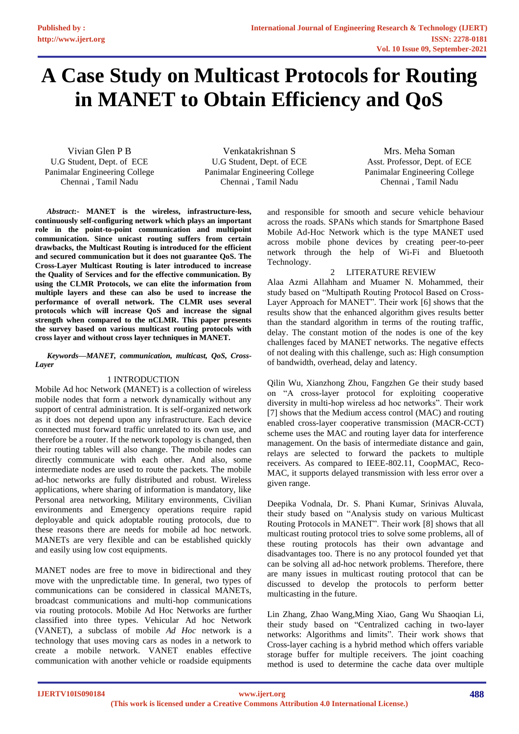# A Case Study on Multicast Protocols for Routing in MANET to Obtain Efficiency and QoS

Vivian Glen P B
U.G Student, Dept. of ECE
Panimalar Engineering College
Chennai , Tamil Nadu

Venkatakrishnan S
U.G Student, Dept. of ECE
Panimalar Engineering College
Chennai , Tamil Nadu

Mrs. Meha Soman
Asst. Professor, Dept. of ECE
Panimalar Engineering College
Chennai , Tamil Nadu

***Abstract*:- MANET is the wireless, infrastructure-less, continuously self-configuring network which plays an important role in the point-to-point communication and multipoint communication. Since unicast routing suffers from certain drawbacks, the Multicast Routing is introduced for the efficient and secured communication but it does not guarantee QoS. The Cross-Layer Multicast Routing is later introduced to increase the Quality of Services and for the effective communication. By using the CLMR Protocols, we can elite the information from multiple layers and these can also be used to increase the performance of overall network. The CLMR uses several protocols which will increase QoS and increase the signal strength when compared to the nCLMR. This paper presents the survey based on various multicast routing protocols with cross layer and without cross layer techniques in MANET.**

***Keywords—MANET, communication, multicast, QoS, Cross-Layer***

## 1 INTRODUCTION

Mobile Ad hoc Network (MANET) is a collection of wireless mobile nodes that form a network dynamically without any support of central administration. It is self-organized network as it does not depend upon any infrastructure. Each device connected must forward traffic unrelated to its own use, and therefore be a router. If the network topology is changed, then their routing tables will also change. The mobile nodes can directly communicate with each other. And also, some intermediate nodes are used to route the packets. The mobile ad-hoc networks are fully distributed and robust. Wireless applications, where sharing of information is mandatory, like Personal area networking, Military environments, Civilian environments and Emergency operations require rapid deployable and quick adoptable routing protocols, due to these reasons there are needs for mobile ad hoc network. MANETs are very flexible and can be established quickly and easily using low cost equipments.

MANET nodes are free to move in bidirectional and they move with the unpredictable time. In general, two types of communications can be considered in classical MANETs, broadcast communications and multi-hop communications via routing protocols. Mobile Ad Hoc Networks are further classified into three types. Vehicular Ad hoc Network (VANET), a subclass of mobile *Ad Hoc* network is a technology that uses moving cars as nodes in a network to create a mobile network. VANET enables effective communication with another vehicle or roadside equipments and responsible for smooth and secure vehicle behaviour across the roads. SPANs which stands for Smartphone Based Mobile Ad-Hoc Network which is the type MANET used across mobile phone devices by creating peer-to-peer network through the help of Wi-Fi and Bluetooth Technology.

## 2 LITERATURE REVIEW

Alaa Azmi Allahham and Muamer N. Mohammed, their study based on "Multipath Routing Protocol Based on Cross-Layer Approach for MANET". Their work [6] shows that the results show that the enhanced algorithm gives results better than the standard algorithm in terms of the routing traffic, delay. The constant motion of the nodes is one of the key challenges faced by MANET networks. The negative effects of not dealing with this challenge, such as: High consumption of bandwidth, overhead, delay and latency.

Qilin Wu, Xianzhong Zhou, Fangzhen Ge their study based on "A cross-layer protocol for exploiting cooperative diversity in multi-hop wireless ad hoc networks". Their work [7] shows that the Medium access control (MAC) and routing enabled cross-layer cooperative transmission (MACR-CCT) scheme uses the MAC and routing layer data for interference management. On the basis of intermediate distance and gain, relays are selected to forward the packets to multiple receivers. As compared to IEEE-802.11, CoopMAC, Reco-MAC, it supports delayed transmission with less error over a given range.

Deepika Vodnala, Dr. S. Phani Kumar, Srinivas Aluvala, their study based on "Analysis study on various Multicast Routing Protocols in MANET". Their work [8] shows that all multicast routing protocol tries to solve some problems, all of these routing protocols has their own advantage and disadvantages too. There is no any protocol founded yet that can be solving all ad-hoc network problems. Therefore, there are many issues in multicast routing protocol that can be discussed to develop the protocols to perform better multicasting in the future.

Lin Zhang, Zhao Wang,Ming Xiao, Gang Wu Shaoqian Li, their study based on "Centralized caching in two-layer networks: Algorithms and limits". Their work shows that Cross-layer caching is a hybrid method which offers variable storage buffer for multiple receivers. The joint coaching method is used to determine the cache data over multiple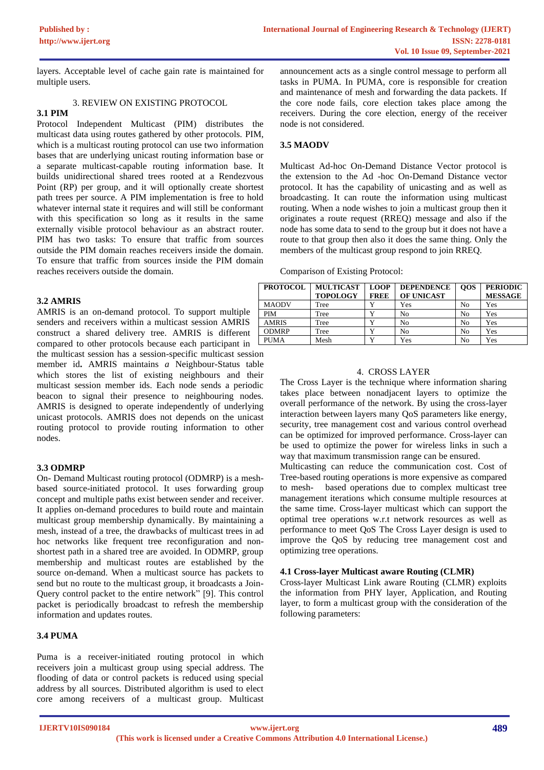layers. Acceptable level of cache gain rate is maintained for multiple users.

## 3. REVIEW ON EXISTING PROTOCOL

### 3.1 PIM

Protocol Independent Multicast (PIM) distributes the multicast data using routes gathered by other protocols. PIM, which is a multicast routing protocol can use two information bases that are underlying unicast routing information base or a separate multicast-capable routing information base. It builds unidirectional shared trees rooted at a Rendezvous Point (RP) per group, and it will optionally create shortest path trees per source. A PIM implementation is free to hold whatever internal state it requires and will still be conformant with this specification so long as it results in the same externally visible protocol behaviour as an abstract router. PIM has two tasks: To ensure that traffic from sources outside the PIM domain reaches receivers inside the domain. To ensure that traffic from sources inside the PIM domain reaches receivers outside the domain.

### 3.2 AMRIS

AMRIS is an on-demand protocol. To support multiple senders and receivers within a multicast session AMRIS construct a shared delivery tree. AMRIS is different compared to other protocols because each participant in the multicast session has a session-specific multicast session member id**.** AMRIS maintains *a* Neighbour-Status table which stores the list of existing neighbours and their multicast session member ids. Each node sends a periodic beacon to signal their presence to neighbouring nodes. AMRIS is designed to operate independently of underlying unicast protocols. AMRIS does not depends on the unicast routing protocol to provide routing information to other nodes.

### 3.3 ODMRP

On- Demand Multicast routing protocol (ODMRP) is a mesh-based source-initiated protocol. It uses forwarding group concept and multiple paths exist between sender and receiver. It applies on-demand procedures to build route and maintain multicast group membership dynamically. By maintaining a mesh, instead of a tree, the drawbacks of multicast trees in ad hoc networks like frequent tree reconfiguration and non-shortest path in a shared tree are avoided. In ODMRP, group membership and multicast routes are established by the source on-demand. When a multicast source has packets to send but no route to the multicast group, it broadcasts a Join-Query control packet to the entire network" [9]. This control packet is periodically broadcast to refresh the membership information and updates routes.

### 3.4 PUMA

Puma is a receiver-initiated routing protocol in which receivers join a multicast group using special address. The flooding of data or control packets is reduced using special address by all sources. Distributed algorithm is used to elect core among receivers of a multicast group. Multicast announcement acts as a single control message to perform all tasks in PUMA. In PUMA, core is responsible for creation and maintenance of mesh and forwarding the data packets. If the core node fails, core election takes place among the receivers. During the core election, energy of the receiver node is not considered.

### 3.5 MAODV

Multicast Ad-hoc On-Demand Distance Vector protocol is the extension to the Ad -hoc On-Demand Distance vector protocol. It has the capability of unicasting and as well as broadcasting. It can route the information using multicast routing. When a node wishes to join a multicast group then it originates a route request (RREQ) message and also if the node has some data to send to the group but it does not have a route to that group then also it does the same thing. Only the members of the multicast group respond to join RREQ.

Comparison of Existing Protocol:

| PROTOCOL | MULTICAST TOPOLOGY | LOOP FREE | DEPENDENCE OF UNICAST | QOS | PERIODIC MESSAGE |
|---|---|---|---|---|---|
| MAODV | Tree | Y | Yes | No | Yes |
| PIM | Tree | Y | No | No | Yes |
| AMRIS | Tree | Y | No | No | Yes |
| ODMRP | Tree | Y | No | No | Yes |
| PUMA | Mesh | Y | Yes | No | Yes |

## 4. CROSS LAYER

The Cross Layer is the technique where information sharing takes place between nonadjacent layers to optimize the overall performance of the network. By using the cross-layer interaction between layers many QoS parameters like energy, security, tree management cost and various control overhead can be optimized for improved performance. Cross-layer can be used to optimize the power for wireless links in such a way that maximum transmission range can be ensured.

Multicasting can reduce the communication cost. Cost of Tree-based routing operations is more expensive as compared to mesh- based operations due to complex multicast tree management iterations which consume multiple resources at the same time. Cross-layer multicast which can support the optimal tree operations w.r.t network resources as well as performance to meet QoS The Cross Layer design is used to improve the QoS by reducing tree management cost and optimizing tree operations.

### 4.1 Cross-layer Multicast aware Routing (CLMR)

Cross-layer Multicast Link aware Routing (CLMR) exploits the information from PHY layer, Application, and Routing layer, to form a multicast group with the consideration of the following parameters: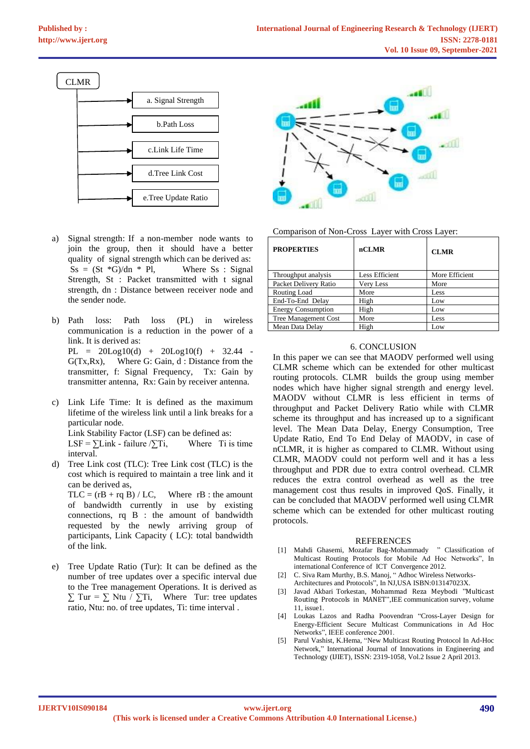CLMR

a. Signal Strength

b.Path Loss

c.Link Life Time

d.Tree Link Cost

e.Tree Update Ratio

a) Signal strength: If a non-member node wants to join the group, then it should have a better quality of signal strength which can be derived as: Ss = (St *G)/dn * Pl, Where Ss : Signal Strength, St : Packet transmitted with t signal strength, dn : Distance between receiver node and the sender node.

b) Path loss: Path loss (PL) in wireless communication is a reduction in the power of a link. It is derived as:
PL = 20Log10(d) + 20Log10(f) + 32.44 - G(Tx,Rx), Where G: Gain, d : Distance from the transmitter, f: Signal Frequency, Tx: Gain by transmitter antenna, Rx: Gain by receiver antenna.

c) Link Life Time: It is defined as the maximum lifetime of the wireless link until a link breaks for a particular node.
Link Stability Factor (LSF) can be defined as:
LSF = ∑Link - failure /∑Ti, Where Ti is time interval.

d) Tree Link cost (TLC): Tree Link cost (TLC) is the cost which is required to maintain a tree link and it can be derived as,
TLC = (rB + rq B) / LC, Where rB : the amount of bandwidth currently in use by existing connections, rq B : the amount of bandwidth requested by the newly arriving group of participants, Link Capacity ( LC): total bandwidth of the link.

e) Tree Update Ratio (Tur): It can be defined as the number of tree updates over a specific interval due to the Tree management Operations. It is derived as ∑ Tur = ∑ Ntu / ∑Ti, Where Tur: tree updates ratio, Ntu: no. of tree updates, Ti: time interval .

Comparison of Non-Cross Layer with Cross Layer:

| PROPERTIES | nCLMR | CLMR |
|---|---|---|
| Throughput analysis | Less Efficient | More Efficient |
| Packet Delivery Ratio | Very Less | More |
| Routing Load | More | Less |
| End-To-End Delay | High | Low |
| Energy Consumption | High | Low |
| Tree Management Cost | More | Less |
| Mean Data Delay | High | Low |

## 6. CONCLUSION

In this paper we can see that MAODV performed well using CLMR scheme which can be extended for other multicast routing protocols. CLMR builds the group using member nodes which have higher signal strength and energy level. MAODV without CLMR is less efficient in terms of throughput and Packet Delivery Ratio while with CLMR scheme its throughput and has increased up to a significant level. The Mean Data Delay, Energy Consumption, Tree Update Ratio, End To End Delay of MAODV, in case of nCLMR, it is higher as compared to CLMR. Without using CLMR, MAODV could not perform well and it has a less throughput and PDR due to extra control overhead. CLMR reduces the extra control overhead as well as the tree management cost thus results in improved QoS. Finally, it can be concluded that MAODV performed well using CLMR scheme which can be extended for other multicast routing protocols.

## REFERENCES

[1] Mahdi Ghasemi, Mozafar Bag-Mohammady " Classification of Multicast Routing Protocols for Mobile Ad Hoc Networks", In international Conference of ICT Convergence 2012.
[2] C. Siva Ram Murthy, B.S. Manoj, " Adhoc Wireless Networks-Architectures and Protocols", In NJ,USA ISBN:013147023X.
[3] Javad Akbari Torkestan, Mohammad Reza Meybodi "Multicast Routing Protocols in MANET",IEE communication survey, volume 11, issue1.
[4] Loukas Lazos and Radha Poovendran "Cross-Layer Design for Energy-Efficient Secure Multicast Communications in Ad Hoc Networks", IEEE conference 2001.
[5] Parul Vashist, K.Hema, "New Multicast Routing Protocol In Ad-Hoc Network," International Journal of Innovations in Engineering and Technology (IJIET), ISSN: 2319-1058, Vol.2 Issue 2 April 2013.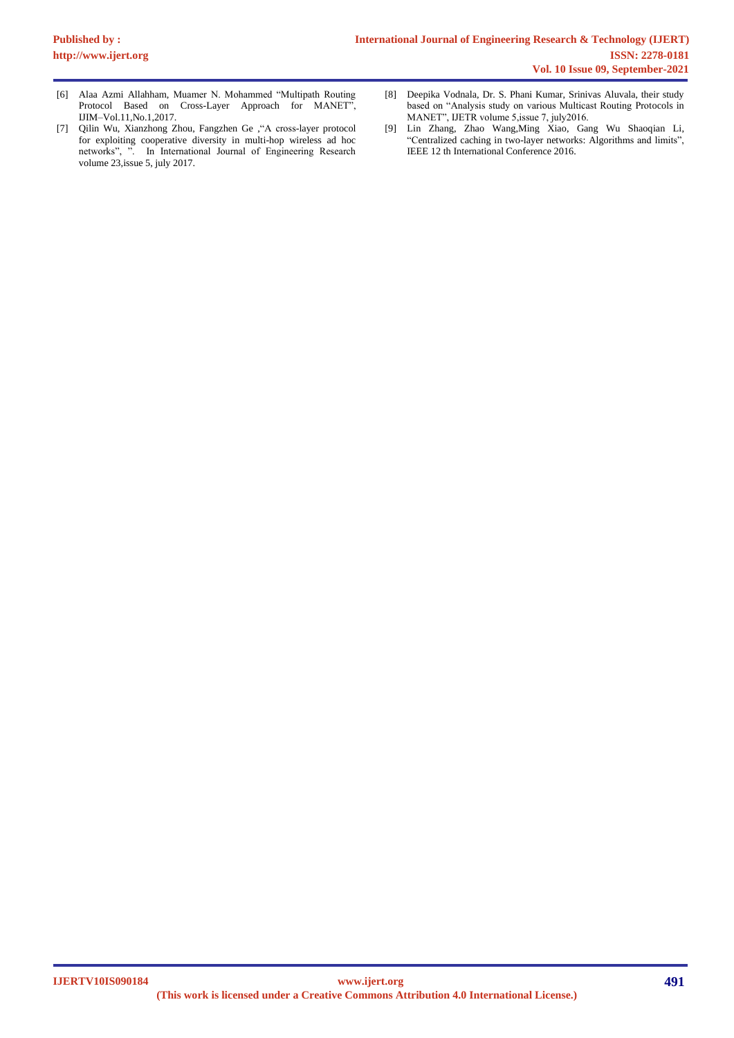[6] Alaa Azmi Allahham, Muamer N. Mohammed “Multipath Routing Protocol Based on Cross-Layer Approach for MANET”, IJIM–Vol.11,No.1,2017.

[7] Qilin Wu, Xianzhong Zhou, Fangzhen Ge ,“A cross-layer protocol for exploiting cooperative diversity in multi-hop wireless ad hoc networks”, ”. In International Journal of Engineering Research volume 23,issue 5, july 2017.

[8] Deepika Vodnala, Dr. S. Phani Kumar, Srinivas Aluvala, their study based on “Analysis study on various Multicast Routing Protocols in MANET”, IJETR volume 5,issue 7, july2016.

[9] Lin Zhang, Zhao Wang,Ming Xiao, Gang Wu Shaoqian Li, “Centralized caching in two-layer networks: Algorithms and limits”, IEEE 12 th International Conference 2016.